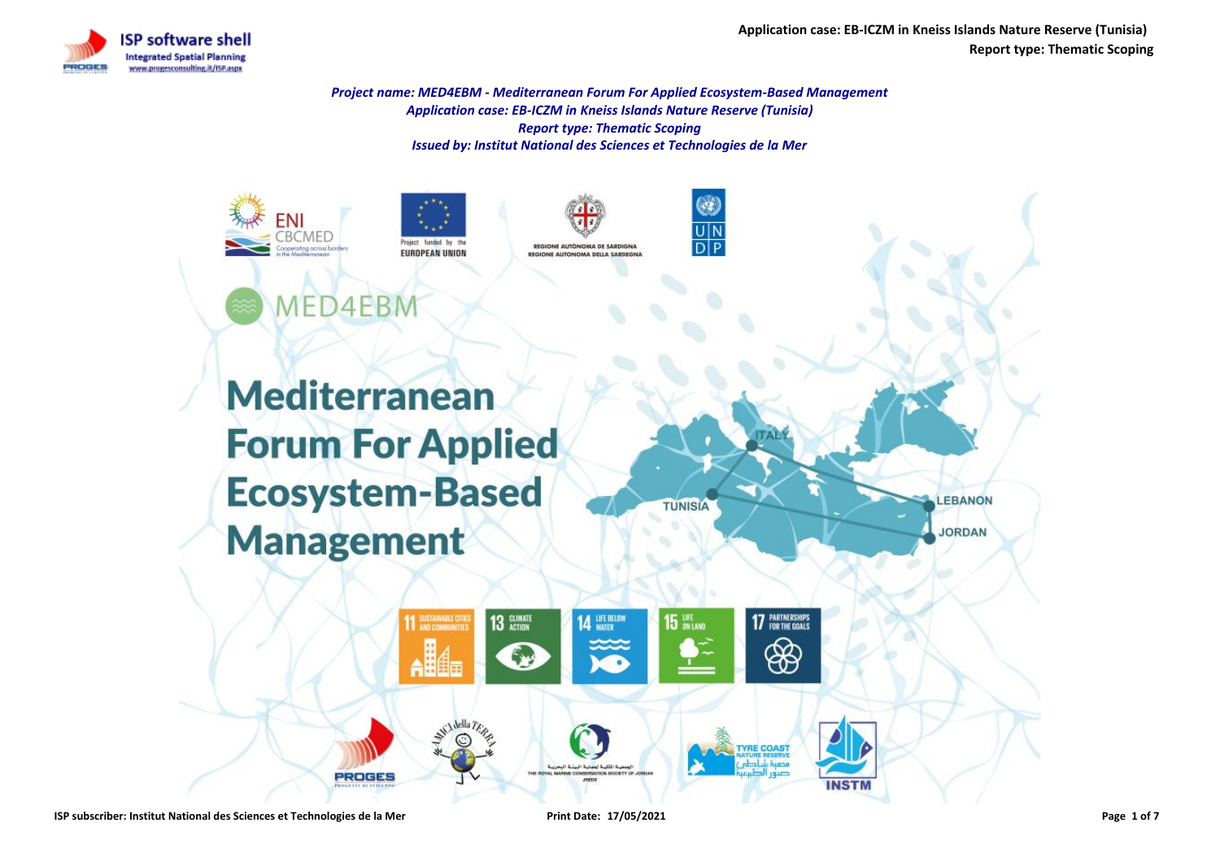*Project name: MED4EBM - Mediterranean Forum For Applied Ecosystem-Based Management*
*Application case: EB-ICZM in Kneiss Islands Nature Reserve (Tunisia)*
*Report type: Thematic Scoping*
*Issued by: Institut National des Sciences et Technologies de la Mer*

MED4EBM

# Mediterranean Forum For Applied Ecosystem-Based Management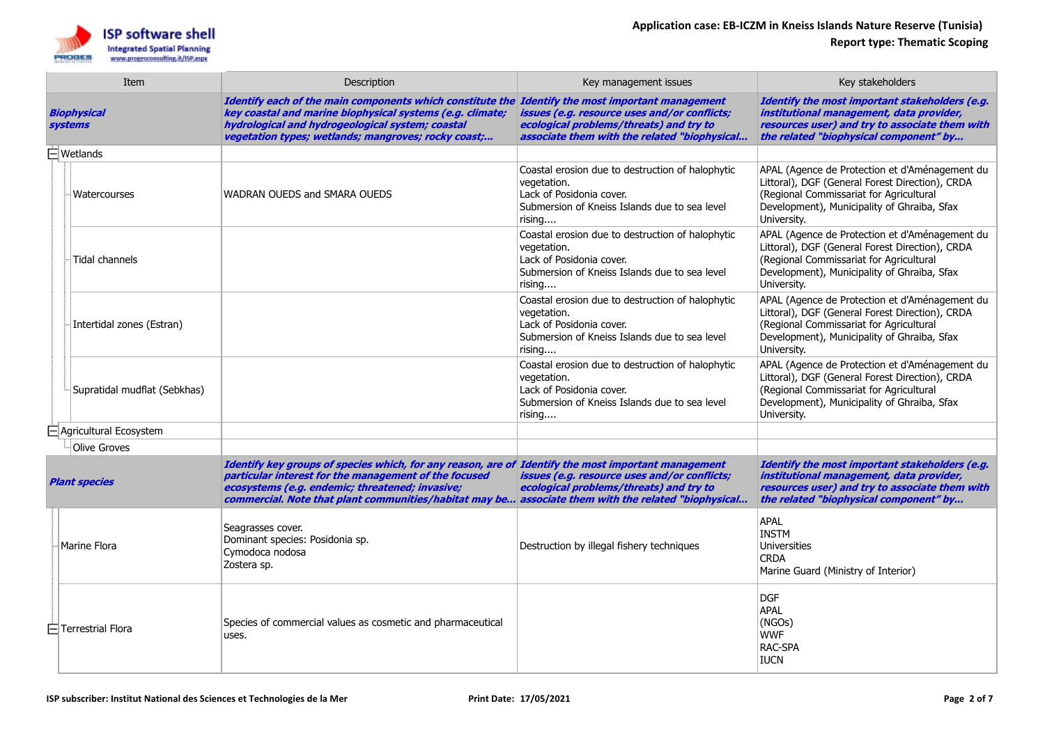| Item | Description | Key management issues | Key stakeholders |
|---|---|---|---|
| ***Biophysical systems*** | ***Identify each of the main components which constitute the key coastal and marine biophysical systems (e.g. climate; hydrological and hydrogeological system; coastal vegetation types; wetlands; mangroves; rocky coast;...*** | ***Identify the most important management issues (e.g. resource uses and/or conflicts; ecological problems/threats) and try to associate them with the related "biophysical...*** | ***Identify the most important stakeholders (e.g. institutional management, data provider, resources user) and try to associate them with the related "biophysical component" by...*** |
| Wetlands | | | |
| Watercourses | WADRAN OUEDS and SMARA OUEDS | Coastal erosion due to destruction of halophytic vegetation.<br>Lack of Posidonia cover.<br>Submersion of Kneiss Islands due to sea level rising.... | APAL (Agence de Protection et d'Aménagement du Littoral), DGF (General Forest Direction), CRDA (Regional Commissariat for Agricultural Development), Municipality of Ghraiba, Sfax University. |
| Tidal channels | | Coastal erosion due to destruction of halophytic vegetation.<br>Lack of Posidonia cover.<br>Submersion of Kneiss Islands due to sea level rising.... | APAL (Agence de Protection et d'Aménagement du Littoral), DGF (General Forest Direction), CRDA (Regional Commissariat for Agricultural Development), Municipality of Ghraiba, Sfax University. |
| Intertidal zones (Estran) | | Coastal erosion due to destruction of halophytic vegetation.<br>Lack of Posidonia cover.<br>Submersion of Kneiss Islands due to sea level rising.... | APAL (Agence de Protection et d'Aménagement du Littoral), DGF (General Forest Direction), CRDA (Regional Commissariat for Agricultural Development), Municipality of Ghraiba, Sfax University. |
| Supratidal mudflat (Sebkhas) | | Coastal erosion due to destruction of halophytic vegetation.<br>Lack of Posidonia cover.<br>Submersion of Kneiss Islands due to sea level rising.... | APAL (Agence de Protection et d'Aménagement du Littoral), DGF (General Forest Direction), CRDA (Regional Commissariat for Agricultural Development), Municipality of Ghraiba, Sfax University. |
| Agricultural Ecosystem | | | |
| Olive Groves | | | |
| ***Plant species*** | ***Identify key groups of species which, for any reason, are of particular interest for the management of the focused ecosystems (e.g. endemic; threatened; invasive; commercial. Note that plant communities/habitat may be...*** | ***Identify the most important management issues (e.g. resource uses and/or conflicts; ecological problems/threats) and try to associate them with the related "biophysical...*** | ***Identify the most important stakeholders (e.g. institutional management, data provider, resources user) and try to associate them with the related "biophysical component" by...*** |
| Marine Flora | Seagrasses cover.<br>Dominant species: Posidonia sp.<br>Cymodoca nodosa<br>Zostera sp. | Destruction by illegal fishery techniques | APAL<br>INSTM<br>Universities<br>CRDA<br>Marine Guard (Ministry of Interior) |
| Terrestrial Flora | Species of commercial values as cosmetic and pharmaceutical uses. | | DGF<br>APAL<br>(NGOs)<br>WWF<br>RAC-SPA<br>IUCN |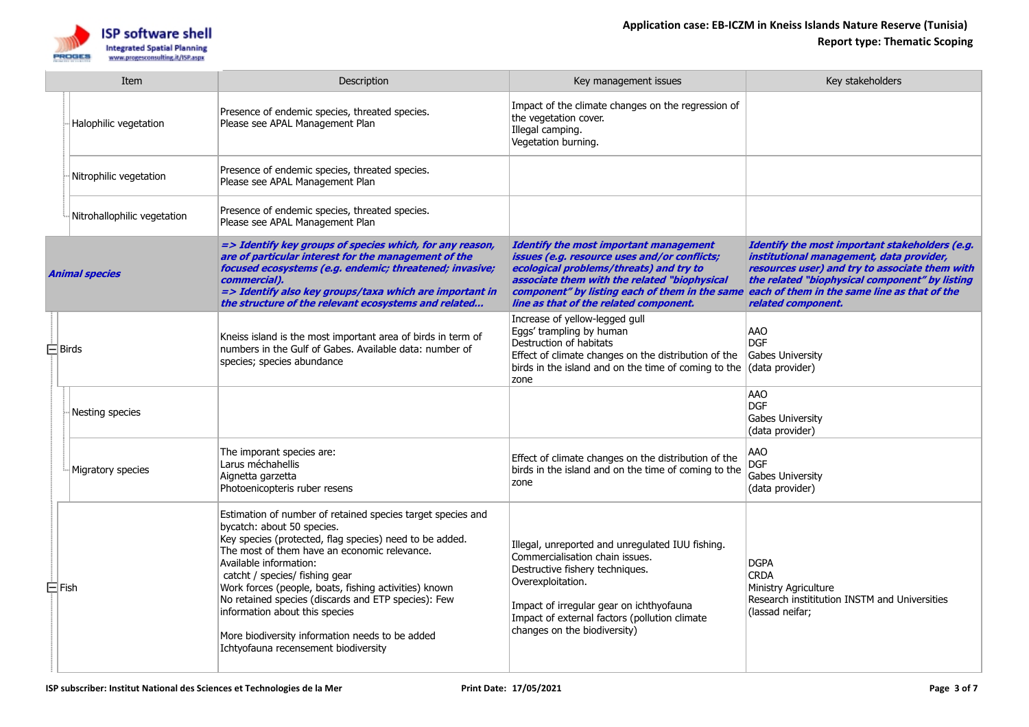| Item | Description | Key management issues | Key stakeholders |
|---|---|---|---|
| Halophilic vegetation | Presence of endemic species, threated species.<br>Please see APAL Management Plan | Impact of the climate changes on the regression of the vegetation cover.<br>Illegal camping.<br>Vegetation burning. | |
| Nitrophilic vegetation | Presence of endemic species, threated species.<br>Please see APAL Management Plan | | |
| Nitrohallophilic vegetation | Presence of endemic species, threated species.<br>Please see APAL Management Plan | | |
| ***Animal species*** | ***=> Identify key groups of species which, for any reason, are of particular interest for the management of the focused ecosystems (e.g. endemic; threatened; invasive; commercial).<br>=> Identify also key groups/taxa which are important in the structure of the relevant ecosystems and related...*** | ***Identify the most important management issues (e.g. resource uses and/or conflicts; ecological problems/threats) and try to associate them with the related "biophysical component" by listing each of them in the same line as that of the related component.*** | ***Identify the most important stakeholders (e.g. institutional management, data provider, resources user) and try to associate them with the related "biophysical component" by listing each of them in the same line as that of the related component.*** |
| Birds | Kneiss island is the most important area of birds in term of numbers in the Gulf of Gabes. Available data: number of species; species abundance | Increase of yellow-legged gull<br>Eggs' trampling by human<br>Destruction of habitats<br>Effect of climate changes on the distribution of the birds in the island and on the time of coming to the zone | AAO<br>DGF<br>Gabes University<br>(data provider) |
| Nesting species | | | AAO<br>DGF<br>Gabes University<br>(data provider) |
| Migratory species | The imporant species are:<br>Larus méchahellis<br>Aignetta garzetta<br>Photoenicopteris ruber resens | Effect of climate changes on the distribution of the birds in the island and on the time of coming to the zone | AAO<br>DGF<br>Gabes University<br>(data provider) |
| Fish | Estimation of number of retained species target species and bycatch: about 50 species.<br>Key species (protected, flag species) need to be added.<br>The most of them have an economic relevance.<br>Available information:<br>catcht / species/ fishing gear<br>Work forces (people, boats, fishing activities) known<br>No retained species (discards and ETP species): Few information about this species<br><br>More biodiversity information needs to be added<br>Ichtyofauna recensement biodiversity | Illegal, unreported and unregulated IUU fishing.<br>Commercialisation chain issues.<br>Destructive fishery techniques.<br>Overexploitation.<br><br>Impact of irregular gear on ichthyofauna<br>Impact of external factors (pollution climate changes on the biodiversity) | DGPA<br>CRDA<br>Ministry Agriculture<br>Research instititution INSTM and Universities<br>(lassad neifar; |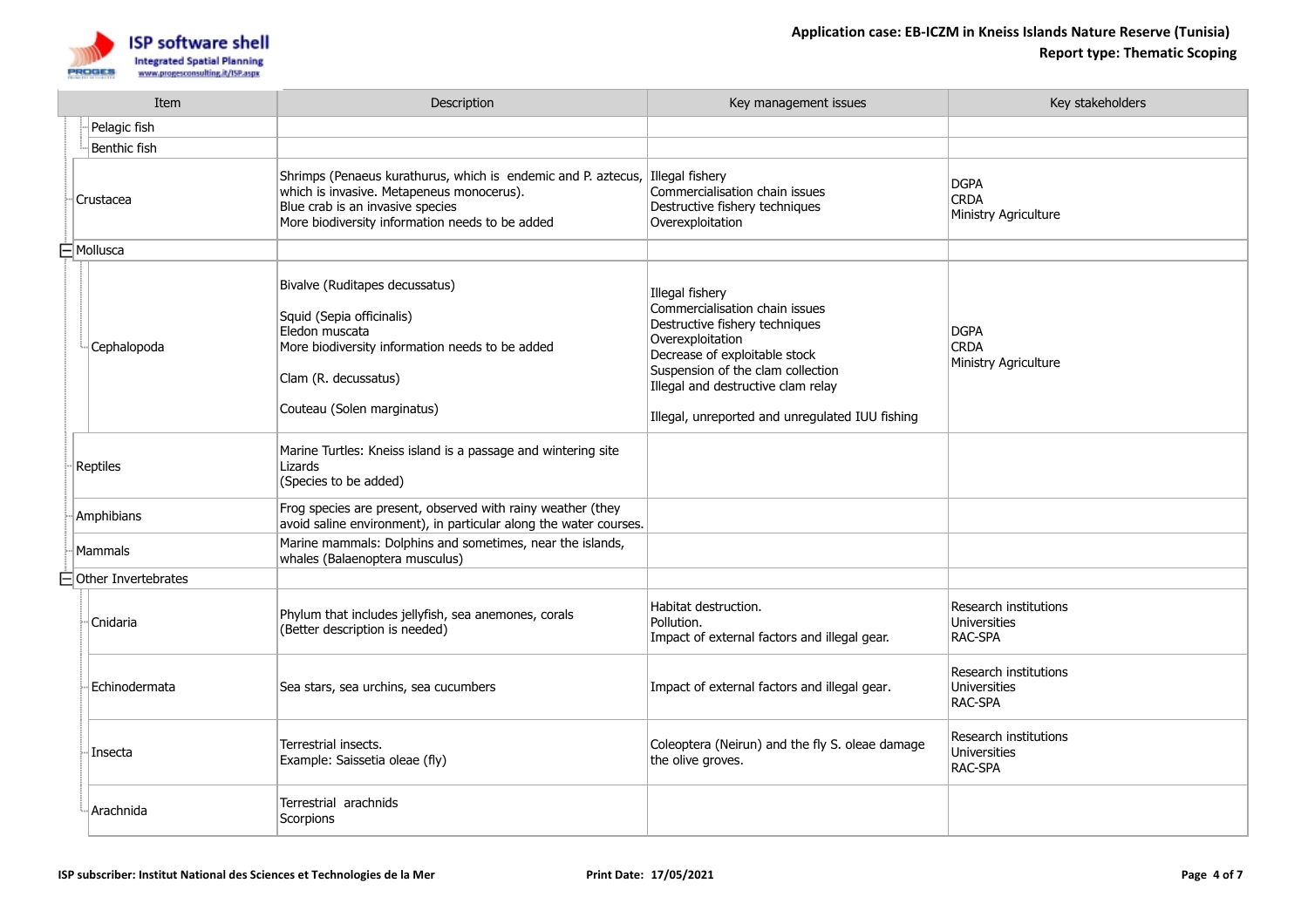| Item | Description | Key management issues | Key stakeholders |
| --- | --- | --- | --- |
| Pelagic fish | | | |
| Benthic fish | | | |
| Crustacea | Shrimps (Penaeus kurathurus, which is endemic and P. aztecus, which is invasive. Metapeneus monocerus).<br>Blue crab is an invasive species<br>More biodiversity information needs to be added | Illegal fishery<br>Commercialisation chain issues<br>Destructive fishery techniques<br>Overexploitation | DGPA<br>CRDA<br>Ministry Agriculture |
| Mollusca | | | |
| Cephalopoda | Bivalve (Ruditapes decussatus)<br><br>Squid (Sepia officinalis)<br>Eledon muscata<br>More biodiversity information needs to be added<br><br>Clam (R. decussatus)<br><br>Couteau (Solen marginatus) | Illegal fishery<br>Commercialisation chain issues<br>Destructive fishery techniques<br>Overexploitation<br>Decrease of exploitable stock<br>Suspension of the clam collection<br>Illegal and destructive clam relay<br><br>Illegal, unreported and unregulated IUU fishing | DGPA<br>CRDA<br>Ministry Agriculture |
| Reptiles | Marine Turtles: Kneiss island is a passage and wintering site<br>Lizards<br>(Species to be added) | | |
| Amphibians | Frog species are present, observed with rainy weather (they avoid saline environment), in particular along the water courses. | | |
| Mammals | Marine mammals: Dolphins and sometimes, near the islands, whales (Balaenoptera musculus) | | |
| Other Invertebrates | | | |
| Cnidaria | Phylum that includes jellyfish, sea anemones, corals<br>(Better description is needed) | Habitat destruction.<br>Pollution.<br>Impact of external factors and illegal gear. | Research institutions<br>Universities<br>RAC-SPA |
| Echinodermata | Sea stars, sea urchins, sea cucumbers | Impact of external factors and illegal gear. | Research institutions<br>Universities<br>RAC-SPA |
| Insecta | Terrestrial insects.<br>Example: Saissetia oleae (fly) | Coleoptera (Neirun) and the fly S. oleae damage the olive groves. | Research institutions<br>Universities<br>RAC-SPA |
| Arachnida | Terrestrial arachnids<br>Scorpions | | |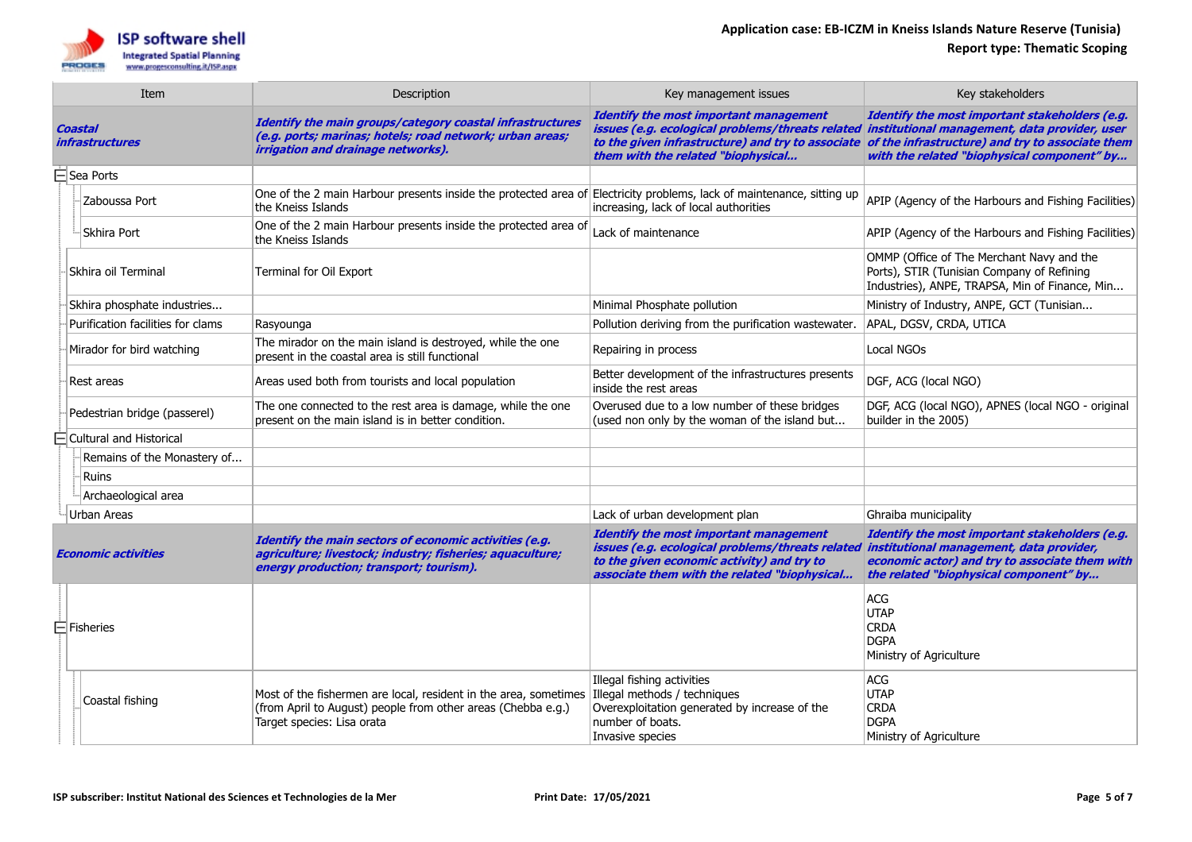| Item | Description | Key management issues | Key stakeholders |
|---|---|---|---|
| ***Coastal infrastructures*** | ***Identify the main groups/category coastal infrastructures (e.g. ports; marinas; hotels; road network; urban areas; irrigation and drainage networks).*** | ***Identify the most important management issues (e.g. ecological problems/threats related to the given infrastructure) and try to associate them with the related "biophysical...*** | ***Identify the most important stakeholders (e.g. institutional management, data provider, user of the infrastructure) and try to associate them with the related "biophysical component" by...*** |
| Sea Ports | | | |
| Zaboussa Port | One of the 2 main Harbour presents inside the protected area of the Kneiss Islands | Electricity problems, lack of maintenance, sitting up increasing, lack of local authorities | APIP (Agency of the Harbours and Fishing Facilities) |
| Skhira Port | One of the 2 main Harbour presents inside the protected area of the Kneiss Islands | Lack of maintenance | APIP (Agency of the Harbours and Fishing Facilities) |
| Skhira oil Terminal | Terminal for Oil Export | | OMMP (Office of The Merchant Navy and the Ports), STIR (Tunisian Company of Refining Industries), ANPE, TRAPSA, Min of Finance, Min... |
| Skhira phosphate industries... | | Minimal Phosphate pollution | Ministry of Industry, ANPE, GCT (Tunisian... |
| Purification facilities for clams | Rasyounga | Pollution deriving from the purification wastewater. | APAL, DGSV, CRDA, UTICA |
| Mirador for bird watching | The mirador on the main island is destroyed, while the one present in the coastal area is still functional | Repairing in process | Local NGOs |
| Rest areas | Areas used both from tourists and local population | Better development of the infrastructures presents inside the rest areas | DGF, ACG (local NGO) |
| Pedestrian bridge (passerel) | The one connected to the rest area is damage, while the one present on the main island is in better condition. | Overused due to a low number of these bridges (used non only by the woman of the island but... | DGF, ACG (local NGO), APNES (local NGO - original builder in the 2005) |
| Cultural and Historical | | | |
| Remains of the Monastery of... | | | |
| Ruins | | | |
| Archaeological area | | | |
| Urban Areas | | Lack of urban development plan | Ghraiba municipality |
| ***Economic activities*** | ***Identify the main sectors of economic activities (e.g. agriculture; livestock; industry; fisheries; aquaculture; energy production; transport; tourism).*** | ***Identify the most important management issues (e.g. ecological problems/threats related to the given economic activity) and try to associate them with the related "biophysical...*** | ***Identify the most important stakeholders (e.g. institutional management, data provider, economic actor) and try to associate them with the related "biophysical component" by...*** |
| Fisheries | | | ACG<br>UTAP<br>CRDA<br>DGPA<br>Ministry of Agriculture |
| Coastal fishing | Most of the fishermen are local, resident in the area, sometimes (from April to August) people from other areas (Chebba e.g.)<br>Target species: Lisa orata | Illegal fishing activities<br>Illegal methods / techniques<br>Overexploitation generated by increase of the number of boats.<br>Invasive species | ACG<br>UTAP<br>CRDA<br>DGPA<br>Ministry of Agriculture |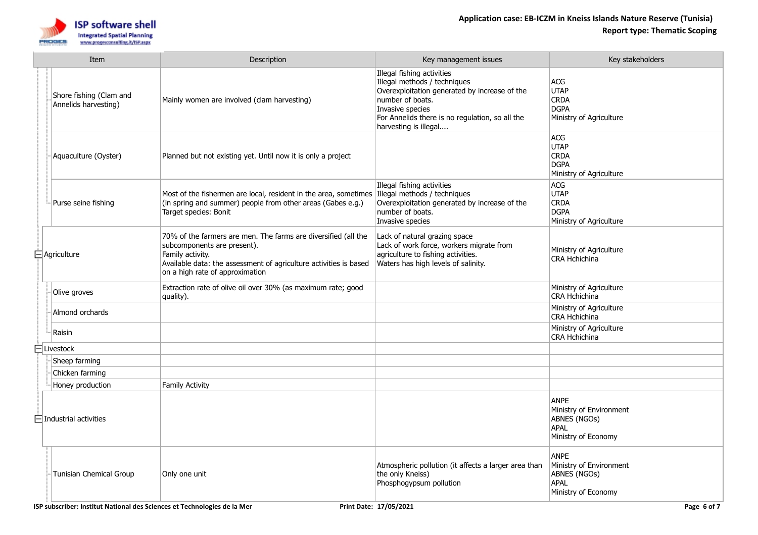| Item | Description | Key management issues | Key stakeholders |
|---|---|---|---|
| Shore fishing (Clam and Annelids harvesting) | Mainly women are involved (clam harvesting) | Illegal fishing activities<br>Illegal methods / techniques<br>Overexploitation generated by increase of the number of boats.<br>Invasive species<br>For Annelids there is no regulation, so all the harvesting is illegal.... | ACG<br>UTAP<br>CRDA<br>DGPA<br>Ministry of Agriculture |
| Aquaculture (Oyster) | Planned but not existing yet. Until now it is only a project | | ACG<br>UTAP<br>CRDA<br>DGPA<br>Ministry of Agriculture |
| Purse seine fishing | Most of the fishermen are local, resident in the area, sometimes (in spring and summer) people from other areas (Gabes e.g.)<br>Target species: Bonit | Illegal fishing activities<br>Illegal methods / techniques<br>Overexploitation generated by increase of the number of boats.<br>Invasive species | ACG<br>UTAP<br>CRDA<br>DGPA<br>Ministry of Agriculture |
| Agriculture | 70% of the farmers are men. The farms are diversified (all the subcomponents are present).<br>Family activity.<br>Available data: the assessment of agriculture activities is based on a high rate of approximation | Lack of natural grazing space<br>Lack of work force, workers migrate from agriculture to fishing activities.<br>Waters has high levels of salinity. | Ministry of Agriculture<br>CRA Hchichina |
| Olive groves | Extraction rate of olive oil over 30% (as maximum rate; good quality). | | Ministry of Agriculture<br>CRA Hchichina |
| Almond orchards | | | Ministry of Agriculture<br>CRA Hchichina |
| Raisin | | | Ministry of Agriculture<br>CRA Hchichina |
| Livestock | | | |
| Sheep farming | | | |
| Chicken farming | | | |
| Honey production | Family Activity | | |
| Industrial activities | | | ANPE<br>Ministry of Environment<br>ABNES (NGOs)<br>APAL<br>Ministry of Economy |
| Tunisian Chemical Group | Only one unit | Atmospheric pollution (it affects a larger area than the only Kneiss)<br>Phosphogypsum pollution | ANPE<br>Ministry of Environment<br>ABNES (NGOs)<br>APAL<br>Ministry of Economy |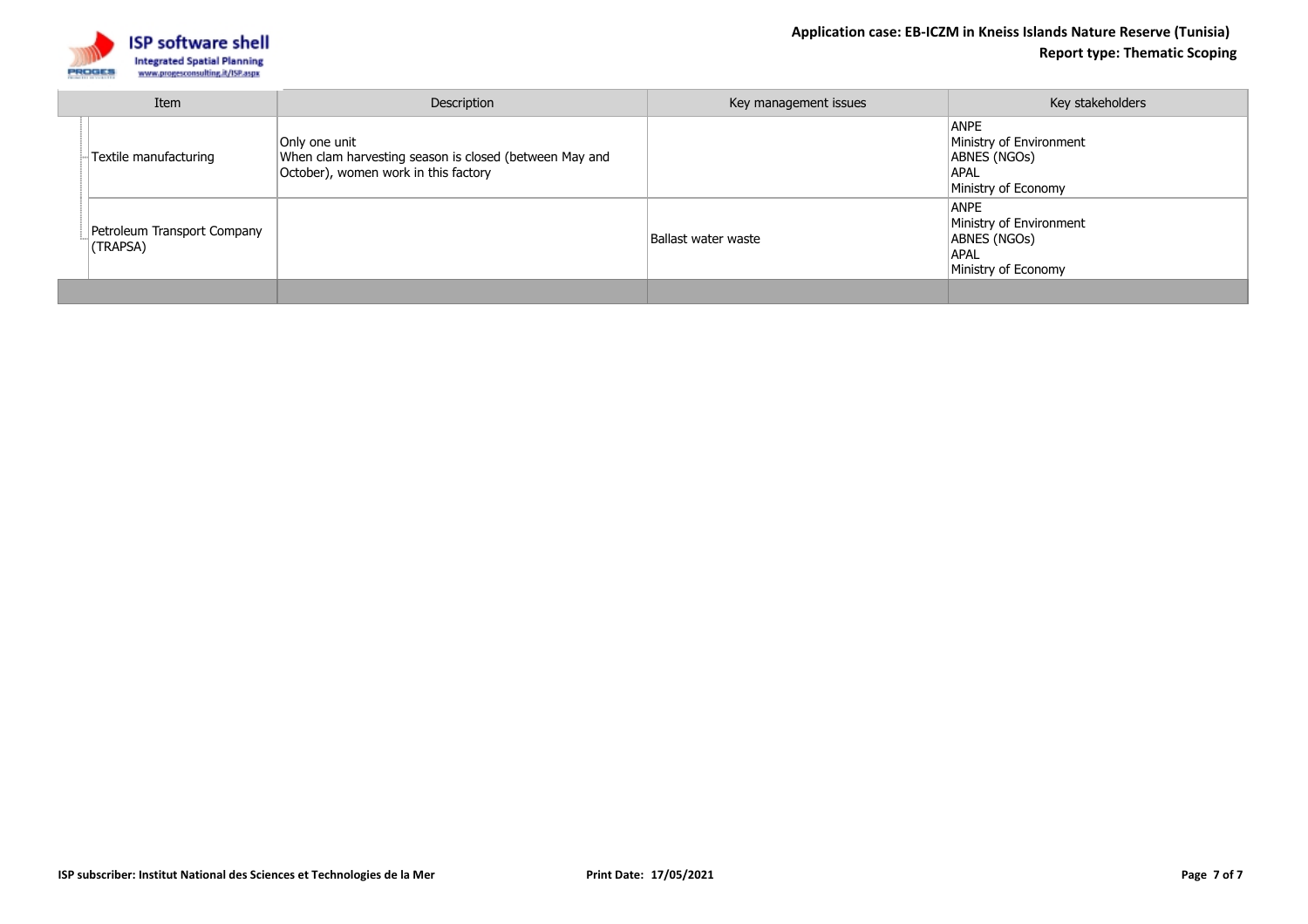| Item | Description | Key management issues | Key stakeholders |
|---|---|---|---|
| Textile manufacturing | Only one unit<br>When clam harvesting season is closed (between May and October), women work in this factory | | ANPE<br>Ministry of Environment<br>ABNES (NGOs)<br>APAL<br>Ministry of Economy |
| Petroleum Transport Company (TRAPSA) | | Ballast water waste | ANPE<br>Ministry of Environment<br>ABNES (NGOs)<br>APAL<br>Ministry of Economy |
| | | | |